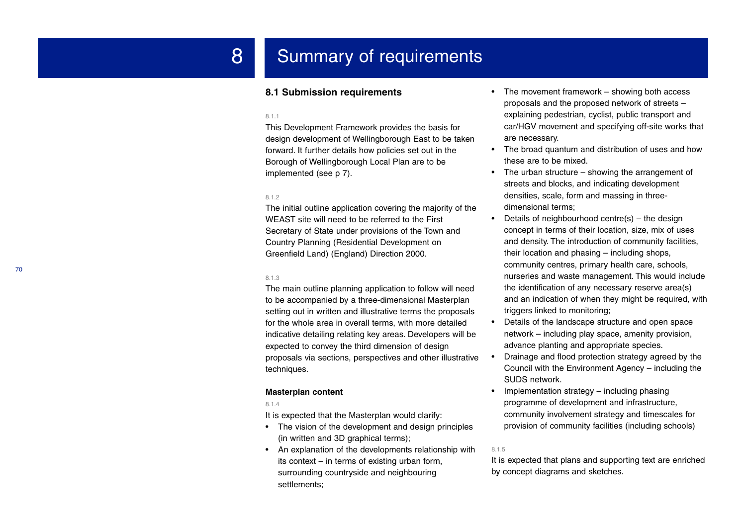# 8 Summary of requirements

## 8.1 Submission requirements

8.1.1

This Development Framework provides the basis for design development of Wellingborough East to be taken forward. It further details how policies set out in the Borough of Wellingborough Local Plan are to be implemented (see p 7).

8.1.2

The initial outline application covering the majority of the WEAST site will need to be referred to the First Secretary of State under provisions of the Town and Country Planning (Residential Development on Greenfield Land) (England) Direction 2000.

8.1.3

The main outline planning application to follow will need to be accompanied by a three-dimensional Masterplan setting out in written and illustrative terms the proposals for the whole area in overall terms, with more detailed indicative detailing relating key areas. Developers will be expected to convey the third dimension of design proposals via sections, perspectives and other illustrative techniques.

### Masterplan content

8.1.4

It is expected that the Masterplan would clarify:

- The vision of the development and design principles (in written and 3D graphical terms);
- An explanation of the developments relationship with its context – in terms of existing urban form, surrounding countryside and neighbouring settlements;
- The movement framework – showing both access proposals and the proposed network of streets – explaining pedestrian, cyclist, public transport and car/HGV movement and specifying off-site works that are necessary.
- The broad quantum and distribution of uses and how these are to be mixed.
- The urban structure – showing the arrangement of streets and blocks, and indicating development densities, scale, form and massing in three-dimensional terms;
- Details of neighbourhood centre(s) – the design concept in terms of their location, size, mix of uses and density. The introduction of community facilities, their location and phasing – including shops, community centres, primary health care, schools, nurseries and waste management. This would include the identification of any necessary reserve area(s) and an indication of when they might be required, with triggers linked to monitoring;
- Details of the landscape structure and open space network – including play space, amenity provision, advance planting and appropriate species.
- Drainage and flood protection strategy agreed by the Council with the Environment Agency – including the SUDS network.
- Implementation strategy – including phasing programme of development and infrastructure, community involvement strategy and timescales for provision of community facilities (including schools)

8.1.5

It is expected that plans and supporting text are enriched by concept diagrams and sketches.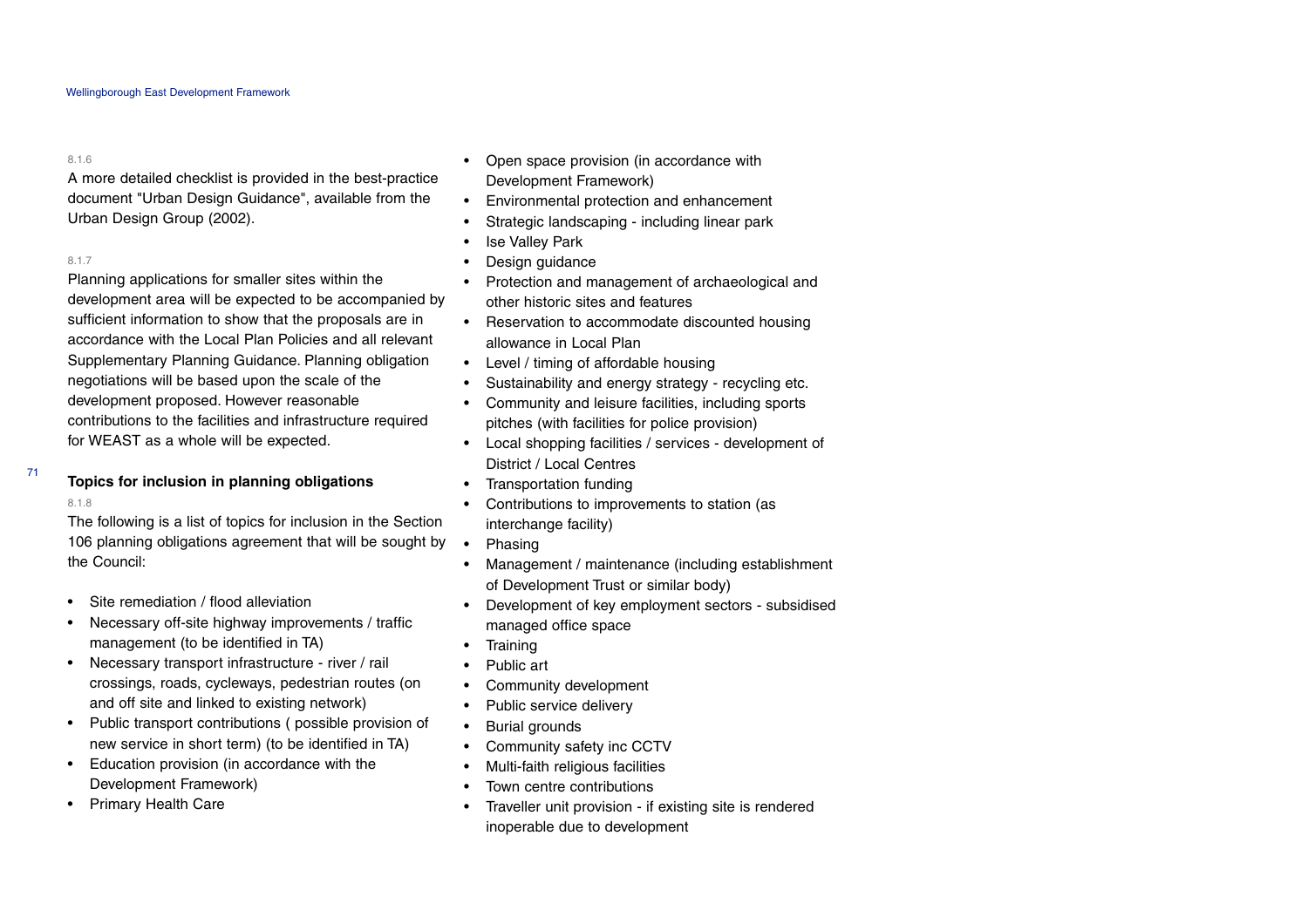8.1.6

A more detailed checklist is provided in the best-practice document "Urban Design Guidance", available from the Urban Design Group (2002).

8.1.7

Planning applications for smaller sites within the development area will be expected to be accompanied by sufficient information to show that the proposals are in accordance with the Local Plan Policies and all relevant Supplementary Planning Guidance. Planning obligation negotiations will be based upon the scale of the development proposed. However reasonable contributions to the facilities and infrastructure required for WEAST as a whole will be expected.

**Topics for inclusion in planning obligations**

8.1.8

The following is a list of topics for inclusion in the Section 106 planning obligations agreement that will be sought by the Council:

- Site remediation / flood alleviation
- Necessary off-site highway improvements / traffic management (to be identified in TA)
- Necessary transport infrastructure - river / rail crossings, roads, cycleways, pedestrian routes (on and off site and linked to existing network)
- Public transport contributions ( possible provision of new service in short term) (to be identified in TA)
- Education provision (in accordance with the Development Framework)
- Primary Health Care
- Open space provision (in accordance with Development Framework)
- Environmental protection and enhancement
- Strategic landscaping - including linear park
- Ise Valley Park
- Design guidance
- Protection and management of archaeological and other historic sites and features
- Reservation to accommodate discounted housing allowance in Local Plan
- Level / timing of affordable housing
- Sustainability and energy strategy - recycling etc.
- Community and leisure facilities, including sports pitches (with facilities for police provision)
- Local shopping facilities / services - development of District / Local Centres
- Transportation funding
- Contributions to improvements to station (as interchange facility)
- Phasing
- Management / maintenance (including establishment of Development Trust or similar body)
- Development of key employment sectors - subsidised managed office space
- Training
- Public art
- Community development
- Public service delivery
- Burial grounds
- Community safety inc CCTV
- Multi-faith religious facilities
- Town centre contributions
- Traveller unit provision - if existing site is rendered inoperable due to development